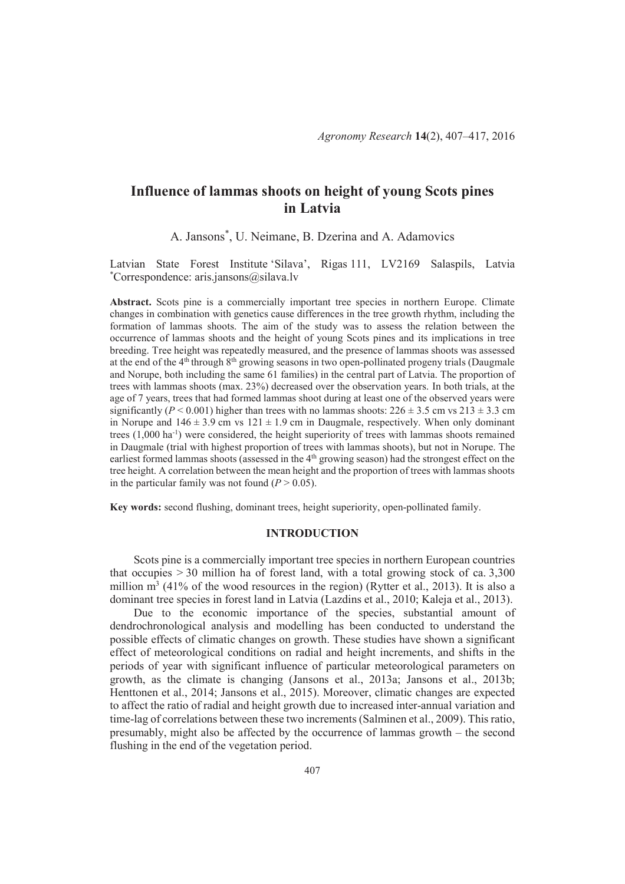# Influence of lammas shoots on height of young Scots pines in Latvia

A. Jansons[*], U. Neimane, B. Dzerina and A. Adamovics

Latvian State Forest Institute 'Silava', Rigas 111, LV2169 Salaspils, Latvia
[*]Correspondence: aris.jansons@silava.lv

**Abstract.** Scots pine is a commercially important tree species in northern Europe. Climate changes in combination with genetics cause differences in the tree growth rhythm, including the formation of lammas shoots. The aim of the study was to assess the relation between the occurrence of lammas shoots and the height of young Scots pines and its implications in tree breeding. Tree height was repeatedly measured, and the presence of lammas shoots was assessed at the end of the 4$^{th}$ through 8$^{th}$ growing seasons in two open-pollinated progeny trials (Daugmale and Norupe, both including the same 61 families) in the central part of Latvia. The proportion of trees with lammas shoots (max. 23%) decreased over the observation years. In both trials, at the age of 7 years, trees that had formed lammas shoot during at least one of the observed years were significantly ($P < 0.001$) higher than trees with no lammas shoots: $226 \pm 3.5$ cm vs $213 \pm 3.3$ cm in Norupe and $146 \pm 3.9$ cm vs $121 \pm 1.9$ cm in Daugmale, respectively. When only dominant trees (1,000 ha$^{-1}$) were considered, the height superiority of trees with lammas shoots remained in Daugmale (trial with highest proportion of trees with lammas shoots), but not in Norupe. The earliest formed lammas shoots (assessed in the 4$^{th}$ growing season) had the strongest effect on the tree height. A correlation between the mean height and the proportion of trees with lammas shoots in the particular family was not found ($P > 0.05$).

**Key words:** second flushing, dominant trees, height superiority, open-pollinated family.

## INTRODUCTION

Scots pine is a commercially important tree species in northern European countries that occupies > 30 million ha of forest land, with a total growing stock of ca. 3,300 million m$^3$ (41% of the wood resources in the region) (Rytter et al., 2013). It is also a dominant tree species in forest land in Latvia (Lazdins et al., 2010; Kaleja et al., 2013).

Due to the economic importance of the species, substantial amount of dendrochronological analysis and modelling has been conducted to understand the possible effects of climatic changes on growth. These studies have shown a significant effect of meteorological conditions on radial and height increments, and shifts in the periods of year with significant influence of particular meteorological parameters on growth, as the climate is changing (Jansons et al., 2013a; Jansons et al., 2013b; Henttonen et al., 2014; Jansons et al., 2015). Moreover, climatic changes are expected to affect the ratio of radial and height growth due to increased inter-annual variation and time-lag of correlations between these two increments (Salminen et al., 2009). This ratio, presumably, might also be affected by the occurrence of lammas growth – the second flushing in the end of the vegetation period.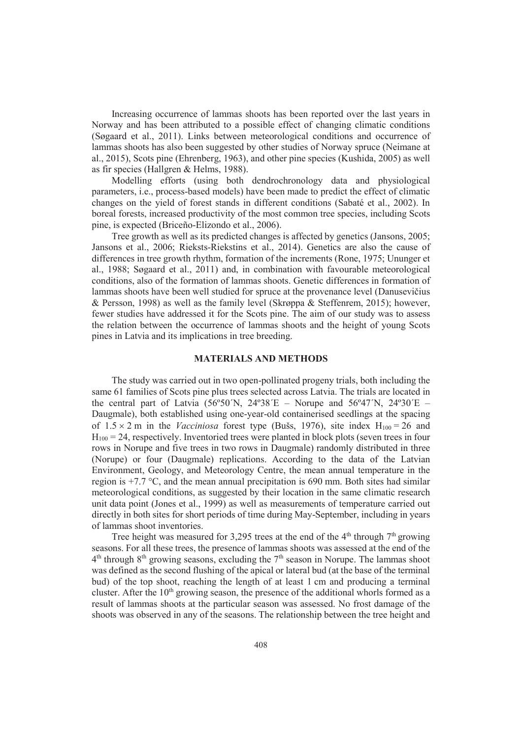Increasing occurrence of lammas shoots has been reported over the last years in Norway and has been attributed to a possible effect of changing climatic conditions (Søgaard et al., 2011). Links between meteorological conditions and occurrence of lammas shoots has also been suggested by other studies of Norway spruce (Neimane at al., 2015), Scots pine (Ehrenberg, 1963), and other pine species (Kushida, 2005) as well as fir species (Hallgren & Helms, 1988).

Modelling efforts (using both dendrochronology data and physiological parameters, i.e., process-based models) have been made to predict the effect of climatic changes on the yield of forest stands in different conditions (Sabaté et al., 2002). In boreal forests, increased productivity of the most common tree species, including Scots pine, is expected (Briceño-Elizondo et al., 2006).

Tree growth as well as its predicted changes is affected by genetics (Jansons, 2005; Jansons et al., 2006; Rieksts-Riekstins et al., 2014). Genetics are also the cause of differences in tree growth rhythm, formation of the increments (Rone, 1975; Ununger et al., 1988; Søgaard et al., 2011) and, in combination with favourable meteorological conditions, also of the formation of lammas shoots. Genetic differences in formation of lammas shoots have been well studied for spruce at the provenance level (Danusevičius & Persson, 1998) as well as the family level (Skrøppa & Steffenrem, 2015); however, fewer studies have addressed it for the Scots pine. The aim of our study was to assess the relation between the occurrence of lammas shoots and the height of young Scots pines in Latvia and its implications in tree breeding.

## MATERIALS AND METHODS

The study was carried out in two open-pollinated progeny trials, both including the same 61 families of Scots pine plus trees selected across Latvia. The trials are located in the central part of Latvia (56º50´N, 24º38´E – Norupe and 56º47´N, 24º30´E – Daugmale), both established using one-year-old containerised seedlings at the spacing of $1.5 \times 2$ m in the *Vacciniosa* forest type (Bušs, 1976), site index $H_{100} = 26$ and $H_{100} = 24$, respectively. Inventoried trees were planted in block plots (seven trees in four rows in Norupe and five trees in two rows in Daugmale) randomly distributed in three (Norupe) or four (Daugmale) replications. According to the data of the Latvian Environment, Geology, and Meteorology Centre, the mean annual temperature in the region is +7.7 °C, and the mean annual precipitation is 690 mm. Both sites had similar meteorological conditions, as suggested by their location in the same climatic research unit data point (Jones et al., 1999) as well as measurements of temperature carried out directly in both sites for short periods of time during May-September, including in years of lammas shoot inventories.

Tree height was measured for 3,295 trees at the end of the 4th through 7th growing seasons. For all these trees, the presence of lammas shoots was assessed at the end of the 4th through 8th growing seasons, excluding the 7th season in Norupe. The lammas shoot was defined as the second flushing of the apical or lateral bud (at the base of the terminal bud) of the top shoot, reaching the length of at least 1 cm and producing a terminal cluster. After the 10th growing season, the presence of the additional whorls formed as a result of lammas shoots at the particular season was assessed. No frost damage of the shoots was observed in any of the seasons. The relationship between the tree height and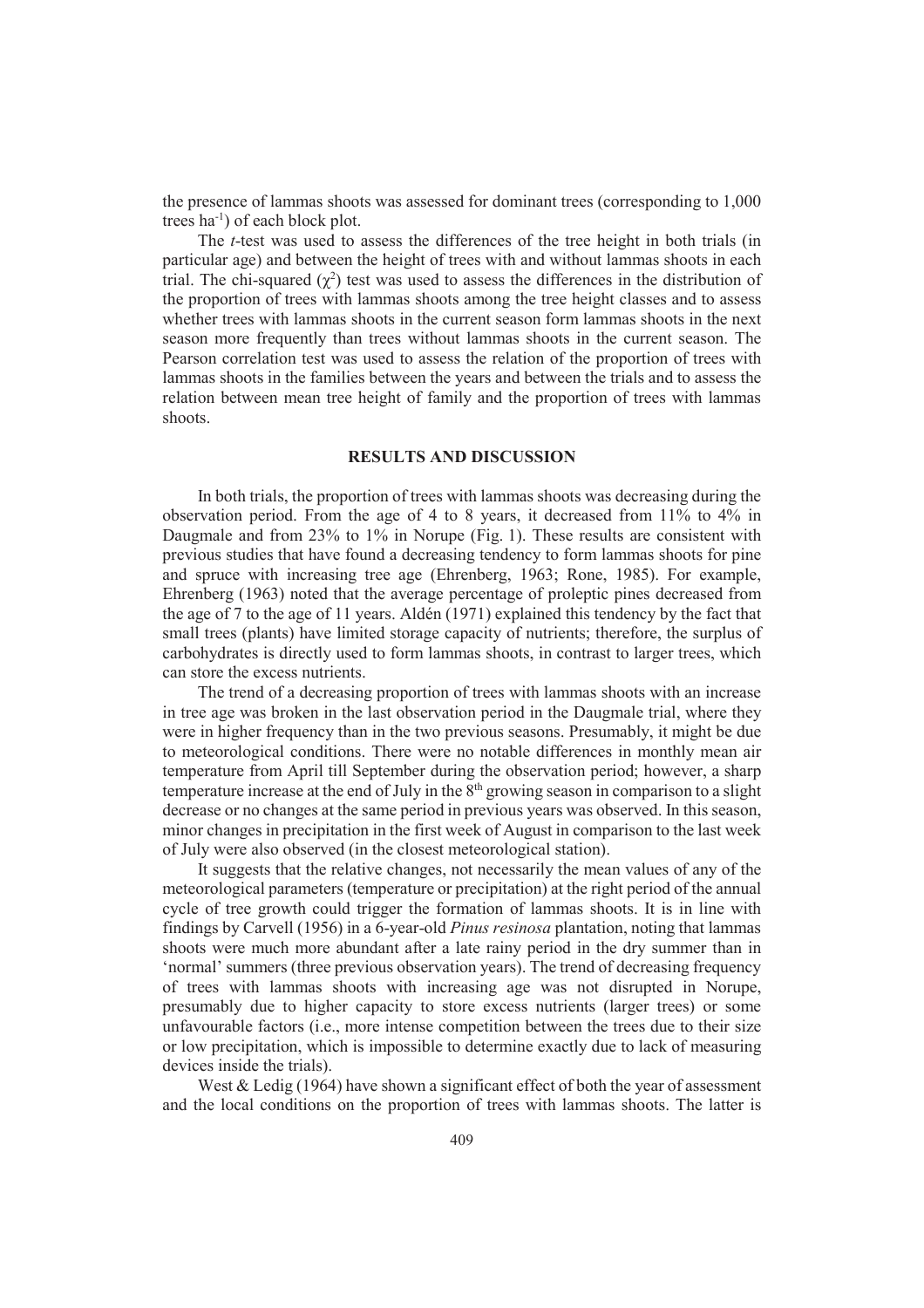the presence of lammas shoots was assessed for dominant trees (corresponding to 1,000 trees ha$^{-1}$) of each block plot.

The *t*-test was used to assess the differences of the tree height in both trials (in particular age) and between the height of trees with and without lammas shoots in each trial. The chi-squared ($\chi^2$) test was used to assess the differences in the distribution of the proportion of trees with lammas shoots among the tree height classes and to assess whether trees with lammas shoots in the current season form lammas shoots in the next season more frequently than trees without lammas shoots in the current season. The Pearson correlation test was used to assess the relation of the proportion of trees with lammas shoots in the families between the years and between the trials and to assess the relation between mean tree height of family and the proportion of trees with lammas shoots.

## RESULTS AND DISCUSSION

In both trials, the proportion of trees with lammas shoots was decreasing during the observation period. From the age of 4 to 8 years, it decreased from 11% to 4% in Daugmale and from 23% to 1% in Norupe (Fig. 1). These results are consistent with previous studies that have found a decreasing tendency to form lammas shoots for pine and spruce with increasing tree age (Ehrenberg, 1963; Rone, 1985). For example, Ehrenberg (1963) noted that the average percentage of proleptic pines decreased from the age of 7 to the age of 11 years. Aldén (1971) explained this tendency by the fact that small trees (plants) have limited storage capacity of nutrients; therefore, the surplus of carbohydrates is directly used to form lammas shoots, in contrast to larger trees, which can store the excess nutrients.

The trend of a decreasing proportion of trees with lammas shoots with an increase in tree age was broken in the last observation period in the Daugmale trial, where they were in higher frequency than in the two previous seasons. Presumably, it might be due to meteorological conditions. There were no notable differences in monthly mean air temperature from April till September during the observation period; however, a sharp temperature increase at the end of July in the 8$^{th}$ growing season in comparison to a slight decrease or no changes at the same period in previous years was observed. In this season, minor changes in precipitation in the first week of August in comparison to the last week of July were also observed (in the closest meteorological station).

It suggests that the relative changes, not necessarily the mean values of any of the meteorological parameters (temperature or precipitation) at the right period of the annual cycle of tree growth could trigger the formation of lammas shoots. It is in line with findings by Carvell (1956) in a 6-year-old *Pinus resinosa* plantation, noting that lammas shoots were much more abundant after a late rainy period in the dry summer than in 'normal' summers (three previous observation years). The trend of decreasing frequency of trees with lammas shoots with increasing age was not disrupted in Norupe, presumably due to higher capacity to store excess nutrients (larger trees) or some unfavourable factors (i.e., more intense competition between the trees due to their size or low precipitation, which is impossible to determine exactly due to lack of measuring devices inside the trials).

West & Ledig (1964) have shown a significant effect of both the year of assessment and the local conditions on the proportion of trees with lammas shoots. The latter is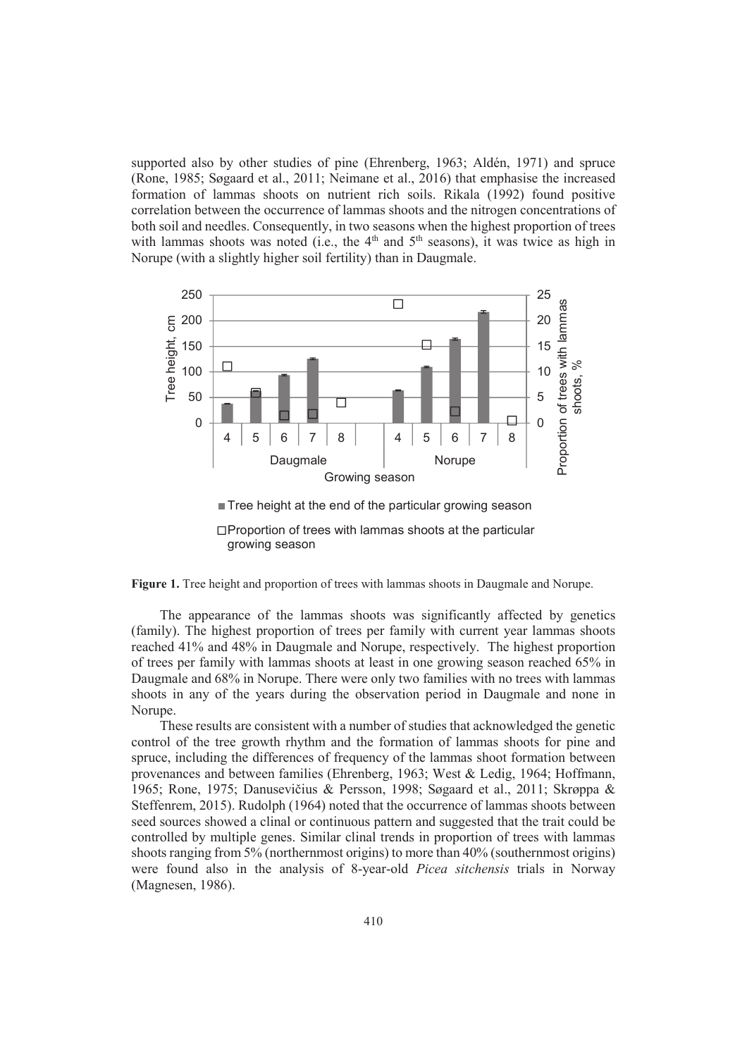supported also by other studies of pine (Ehrenberg, 1963; Aldén, 1971) and spruce (Rone, 1985; Søgaard et al., 2011; Neimane et al., 2016) that emphasise the increased formation of lammas shoots on nutrient rich soils. Rikala (1992) found positive correlation between the occurrence of lammas shoots and the nitrogen concentrations of both soil and needles. Consequently, in two seasons when the highest proportion of trees with lammas shoots was noted (i.e., the 4[th] and 5[th] seasons), it was twice as high in Norupe (with a slightly higher soil fertility) than in Daugmale.

**Figure 1.** Tree height and proportion of trees with lammas shoots in Daugmale and Norupe.

The appearance of the lammas shoots was significantly affected by genetics (family). The highest proportion of trees per family with current year lammas shoots reached 41% and 48% in Daugmale and Norupe, respectively. The highest proportion of trees per family with lammas shoots at least in one growing season reached 65% in Daugmale and 68% in Norupe. There were only two families with no trees with lammas shoots in any of the years during the observation period in Daugmale and none in Norupe.

These results are consistent with a number of studies that acknowledged the genetic control of the tree growth rhythm and the formation of lammas shoots for pine and spruce, including the differences of frequency of the lammas shoot formation between provenances and between families (Ehrenberg, 1963; West & Ledig, 1964; Hoffmann, 1965; Rone, 1975; Danusevičius & Persson, 1998; Søgaard et al., 2011; Skrøppa & Steffenrem, 2015). Rudolph (1964) noted that the occurrence of lammas shoots between seed sources showed a clinal or continuous pattern and suggested that the trait could be controlled by multiple genes. Similar clinal trends in proportion of trees with lammas shoots ranging from 5% (northernmost origins) to more than 40% (southernmost origins) were found also in the analysis of 8-year-old *Picea sitchensis* trials in Norway (Magnesen, 1986).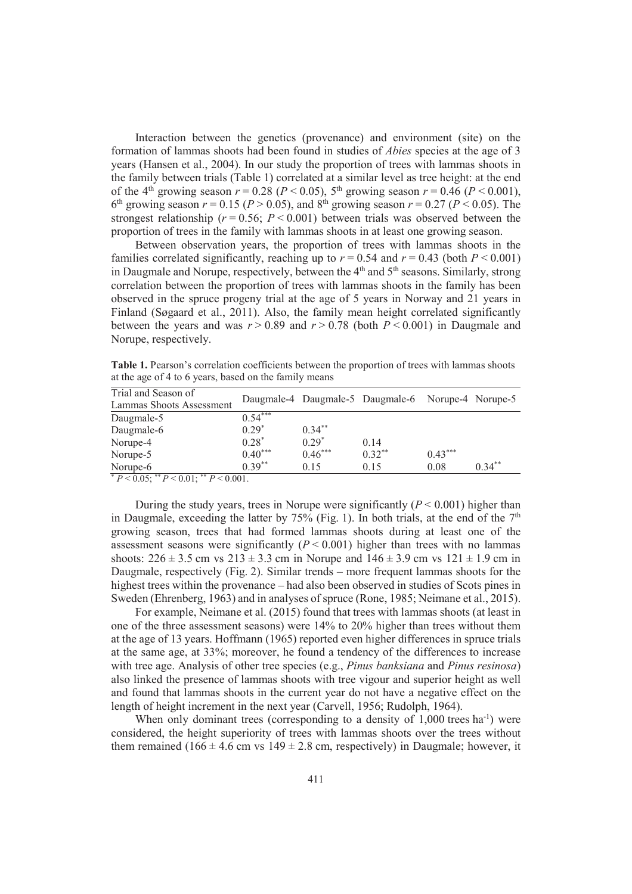Interaction between the genetics (provenance) and environment (site) on the formation of lammas shoots had been found in studies of *Abies* species at the age of 3 years (Hansen et al., 2004). In our study the proportion of trees with lammas shoots in the family between trials (Table 1) correlated at a similar level as tree height: at the end of the 4th growing season $r = 0.28$ ($P < 0.05$), 5th growing season $r = 0.46$ ($P < 0.001$), 6th growing season $r = 0.15$ ($P > 0.05$), and 8th growing season $r = 0.27$ ($P < 0.05$). The strongest relationship ($r = 0.56$; $P < 0.001$) between trials was observed between the proportion of trees in the family with lammas shoots in at least one growing season.

Between observation years, the proportion of trees with lammas shoots in the families correlated significantly, reaching up to $r = 0.54$ and $r = 0.43$ (both $P < 0.001$) in Daugmale and Norupe, respectively, between the 4th and 5th seasons. Similarly, strong correlation between the proportion of trees with lammas shoots in the family has been observed in the spruce progeny trial at the age of 5 years in Norway and 21 years in Finland (Søgaard et al., 2011). Also, the family mean height correlated significantly between the years and was $r > 0.89$ and $r > 0.78$ (both $P < 0.001$) in Daugmale and Norupe, respectively.

**Table 1.** Pearson's correlation coefficients between the proportion of trees with lammas shoots at the age of 4 to 6 years, based on the family means

| Trial and Season of Lammas Shoots Assessment | Daugmale-4 | Daugmale-5 | Daugmale-6 | Norupe-4 | Norupe-5 |
|---|---|---|---|---|---|
| Daugmale-5 | $0.54^{***}$ | | | | |
| Daugmale-6 | $0.29^{*}$ | $0.34^{**}$ | | | |
| Norupe-4 | $0.28^{*}$ | $0.29^{*}$ | 0.14 | | |
| Norupe-5 | $0.40^{***}$ | $0.46^{***}$ | $0.32^{**}$ | $0.43^{***}$ | |
| Norupe-6 | $0.39^{**}$ | 0.15 | 0.15 | 0.08 | $0.34^{**}$ |

$^{*}$ $P < 0.05$; $^{**}$ $P < 0.01$; $^{**}$ $P < 0.001$.

During the study years, trees in Norupe were significantly ($P < 0.001$) higher than in Daugmale, exceeding the latter by 75% (Fig. 1). In both trials, at the end of the 7th growing season, trees that had formed lammas shoots during at least one of the assessment seasons were significantly ($P < 0.001$) higher than trees with no lammas shoots: $226 \pm 3.5$ cm vs $213 \pm 3.3$ cm in Norupe and $146 \pm 3.9$ cm vs $121 \pm 1.9$ cm in Daugmale, respectively (Fig. 2). Similar trends – more frequent lammas shoots for the highest trees within the provenance – had also been observed in studies of Scots pines in Sweden (Ehrenberg, 1963) and in analyses of spruce (Rone, 1985; Neimane et al., 2015).

For example, Neimane et al. (2015) found that trees with lammas shoots (at least in one of the three assessment seasons) were 14% to 20% higher than trees without them at the age of 13 years. Hoffmann (1965) reported even higher differences in spruce trials at the same age, at 33%; moreover, he found a tendency of the differences to increase with tree age. Analysis of other tree species (e.g., *Pinus banksiana* and *Pinus resinosa*) also linked the presence of lammas shoots with tree vigour and superior height as well and found that lammas shoots in the current year do not have a negative effect on the length of height increment in the next year (Carvell, 1956; Rudolph, 1964).

When only dominant trees (corresponding to a density of 1,000 trees $ha^{-1}$) were considered, the height superiority of trees with lammas shoots over the trees without them remained ($166 \pm 4.6$ cm vs $149 \pm 2.8$ cm, respectively) in Daugmale; however, it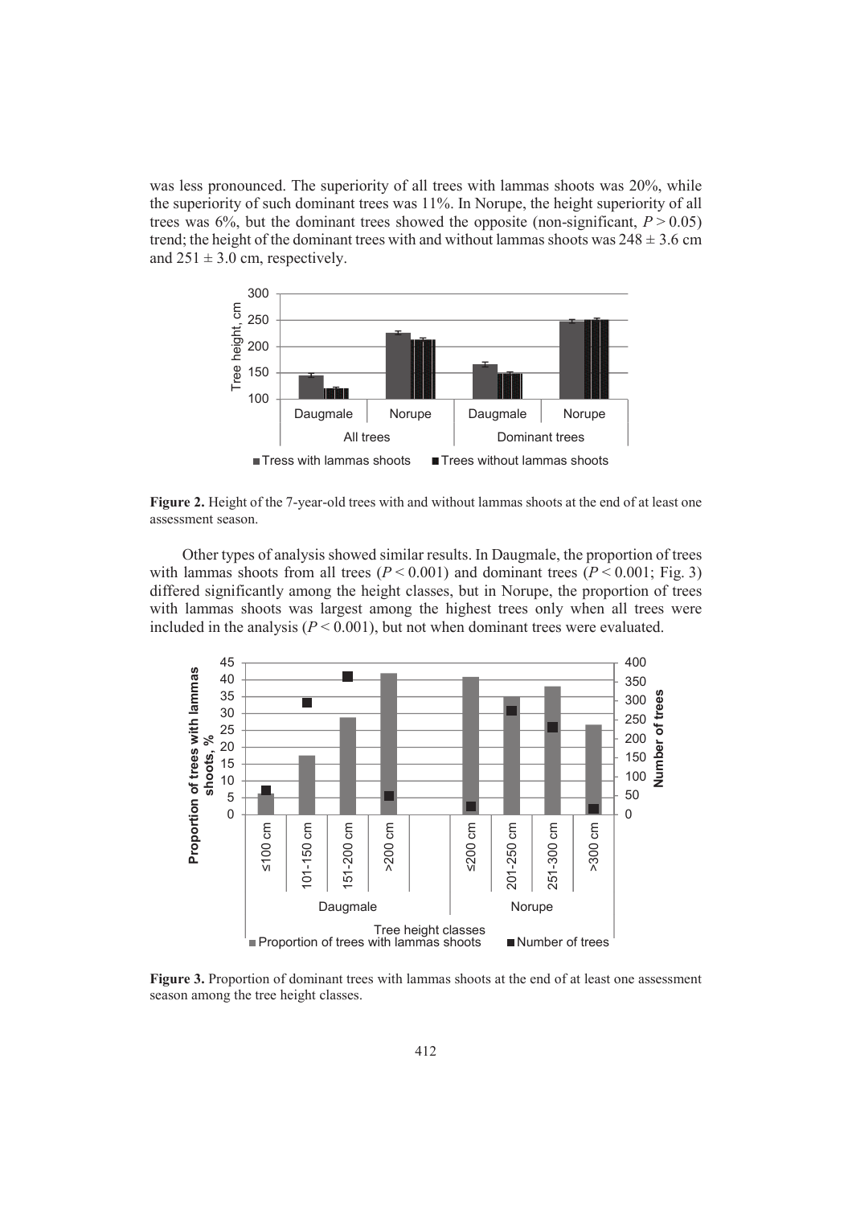was less pronounced. The superiority of all trees with lammas shoots was 20%, while the superiority of such dominant trees was 11%. In Norupe, the height superiority of all trees was 6%, but the dominant trees showed the opposite (non-significant, $P > 0.05$) trend; the height of the dominant trees with and without lammas shoots was $248 \pm 3.6$ cm and $251 \pm 3.0$ cm, respectively.

**Figure 2.** Height of the 7-year-old trees with and without lammas shoots at the end of at least one assessment season.

Other types of analysis showed similar results. In Daugmale, the proportion of trees with lammas shoots from all trees ($P < 0.001$) and dominant trees ($P < 0.001$; Fig. 3) differed significantly among the height classes, but in Norupe, the proportion of trees with lammas shoots was largest among the highest trees only when all trees were included in the analysis ($P < 0.001$), but not when dominant trees were evaluated.

**Figure 3.** Proportion of dominant trees with lammas shoots at the end of at least one assessment season among the tree height classes.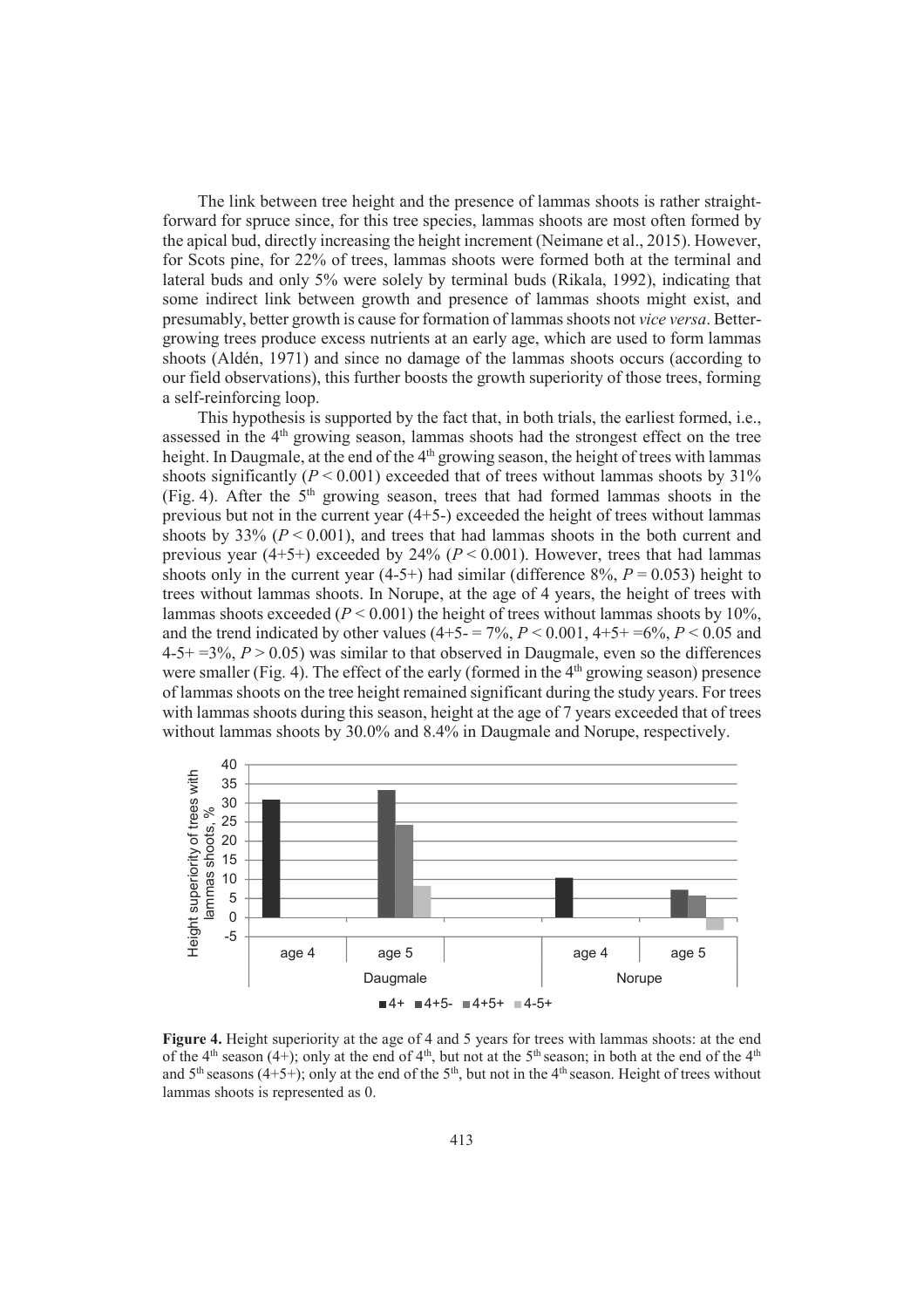The link between tree height and the presence of lammas shoots is rather straightforward for spruce since, for this tree species, lammas shoots are most often formed by the apical bud, directly increasing the height increment (Neimane et al., 2015). However, for Scots pine, for 22% of trees, lammas shoots were formed both at the terminal and lateral buds and only 5% were solely by terminal buds (Rikala, 1992), indicating that some indirect link between growth and presence of lammas shoots might exist, and presumably, better growth is cause for formation of lammas shoots not *vice versa*. Better-growing trees produce excess nutrients at an early age, which are used to form lammas shoots (Aldén, 1971) and since no damage of the lammas shoots occurs (according to our field observations), this further boosts the growth superiority of those trees, forming a self-reinforcing loop.

This hypothesis is supported by the fact that, in both trials, the earliest formed, i.e., assessed in the 4th growing season, lammas shoots had the strongest effect on the tree height. In Daugmale, at the end of the 4th growing season, the height of trees with lammas shoots significantly ($P < 0.001$) exceeded that of trees without lammas shoots by 31% (Fig. 4). After the 5th growing season, trees that had formed lammas shoots in the previous but not in the current year (4+5-) exceeded the height of trees without lammas shoots by 33% ($P < 0.001$), and trees that had lammas shoots in the both current and previous year (4+5+) exceeded by 24% ($P < 0.001$). However, trees that had lammas shoots only in the current year (4-5+) had similar (difference 8%, $P = 0.053$) height to trees without lammas shoots. In Norupe, at the age of 4 years, the height of trees with lammas shoots exceeded ($P < 0.001$) the height of trees without lammas shoots by 10%, and the trend indicated by other values (4+5- = 7%, $P < 0.001$, 4+5+ =6%, $P < 0.05$ and 4-5+ =3%, $P > 0.05$) was similar to that observed in Daugmale, even so the differences were smaller (Fig. 4). The effect of the early (formed in the 4th growing season) presence of lammas shoots on the tree height remained significant during the study years. For trees with lammas shoots during this season, height at the age of 7 years exceeded that of trees without lammas shoots by 30.0% and 8.4% in Daugmale and Norupe, respectively.

**Figure 4.** Height superiority at the age of 4 and 5 years for trees with lammas shoots: at the end of the 4th season (4+); only at the end of 4th, but not at the 5th season; in both at the end of the 4th and 5th seasons (4+5+); only at the end of the 5th, but not in the 4th season. Height of trees without lammas shoots is represented as 0.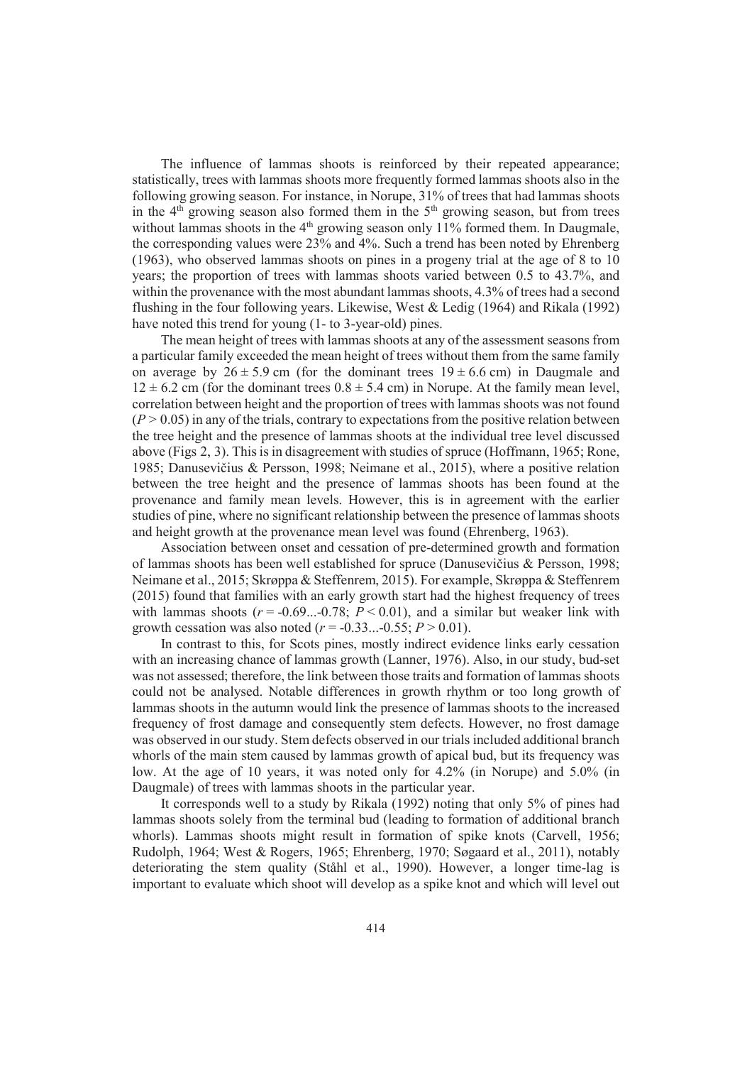The influence of lammas shoots is reinforced by their repeated appearance; statistically, trees with lammas shoots more frequently formed lammas shoots also in the following growing season. For instance, in Norupe, 31% of trees that had lammas shoots in the $4^{th}$ growing season also formed them in the $5^{th}$ growing season, but from trees without lammas shoots in the $4^{th}$ growing season only 11% formed them. In Daugmale, the corresponding values were 23% and 4%. Such a trend has been noted by Ehrenberg (1963), who observed lammas shoots on pines in a progeny trial at the age of 8 to 10 years; the proportion of trees with lammas shoots varied between 0.5 to 43.7%, and within the provenance with the most abundant lammas shoots, 4.3% of trees had a second flushing in the four following years. Likewise, West & Ledig (1964) and Rikala (1992) have noted this trend for young (1- to 3-year-old) pines.

The mean height of trees with lammas shoots at any of the assessment seasons from a particular family exceeded the mean height of trees without them from the same family on average by $26 \pm 5.9$ cm (for the dominant trees $19 \pm 6.6$ cm) in Daugmale and $12 \pm 6.2$ cm (for the dominant trees $0.8 \pm 5.4$ cm) in Norupe. At the family mean level, correlation between height and the proportion of trees with lammas shoots was not found ($P > 0.05$) in any of the trials, contrary to expectations from the positive relation between the tree height and the presence of lammas shoots at the individual tree level discussed above (Figs 2, 3). This is in disagreement with studies of spruce (Hoffmann, 1965; Rone, 1985; Danusevičius & Persson, 1998; Neimane et al., 2015), where a positive relation between the tree height and the presence of lammas shoots has been found at the provenance and family mean levels. However, this is in agreement with the earlier studies of pine, where no significant relationship between the presence of lammas shoots and height growth at the provenance mean level was found (Ehrenberg, 1963).

Association between onset and cessation of pre-determined growth and formation of lammas shoots has been well established for spruce (Danusevičius & Persson, 1998; Neimane et al., 2015; Skrøppa & Steffenrem, 2015). For example, Skrøppa & Steffenrem (2015) found that families with an early growth start had the highest frequency of trees with lammas shoots ($r = -0.69...-0.78$; $P < 0.01$), and a similar but weaker link with growth cessation was also noted ($r = -0.33...-0.55$; $P > 0.01$).

In contrast to this, for Scots pines, mostly indirect evidence links early cessation with an increasing chance of lammas growth (Lanner, 1976). Also, in our study, bud-set was not assessed; therefore, the link between those traits and formation of lammas shoots could not be analysed. Notable differences in growth rhythm or too long growth of lammas shoots in the autumn would link the presence of lammas shoots to the increased frequency of frost damage and consequently stem defects. However, no frost damage was observed in our study. Stem defects observed in our trials included additional branch whorls of the main stem caused by lammas growth of apical bud, but its frequency was low. At the age of 10 years, it was noted only for 4.2% (in Norupe) and 5.0% (in Daugmale) of trees with lammas shoots in the particular year.

It corresponds well to a study by Rikala (1992) noting that only 5% of pines had lammas shoots solely from the terminal bud (leading to formation of additional branch whorls). Lammas shoots might result in formation of spike knots (Carvell, 1956; Rudolph, 1964; West & Rogers, 1965; Ehrenberg, 1970; Søgaard et al., 2011), notably deteriorating the stem quality (Ståhl et al., 1990). However, a longer time-lag is important to evaluate which shoot will develop as a spike knot and which will level out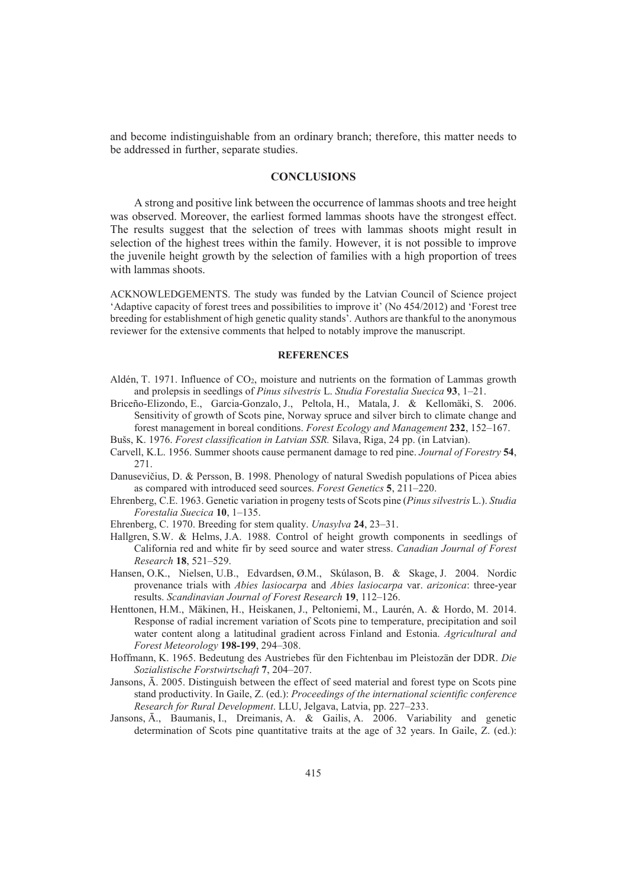and become indistinguishable from an ordinary branch; therefore, this matter needs to be addressed in further, separate studies.

## CONCLUSIONS

A strong and positive link between the occurrence of lammas shoots and tree height was observed. Moreover, the earliest formed lammas shoots have the strongest effect. The results suggest that the selection of trees with lammas shoots might result in selection of the highest trees within the family. However, it is not possible to improve the juvenile height growth by the selection of families with a high proportion of trees with lammas shoots.

ACKNOWLEDGEMENTS. The study was funded by the Latvian Council of Science project 'Adaptive capacity of forest trees and possibilities to improve it' (No 454/2012) and 'Forest tree breeding for establishment of high genetic quality stands'. Authors are thankful to the anonymous reviewer for the extensive comments that helped to notably improve the manuscript.

## REFERENCES

Aldén, T. 1971. Influence of $CO_2$, moisture and nutrients on the formation of Lammas growth and prolepsis in seedlings of *Pinus silvestris* L. *Studia Forestalia Suecica* **93**, 1–21.

Briceño-Elizondo, E., Garcia-Gonzalo, J., Peltola, H., Matala, J. & Kellomäki, S. 2006. Sensitivity of growth of Scots pine, Norway spruce and silver birch to climate change and forest management in boreal conditions. *Forest Ecology and Management* **232**, 152–167.

Bušs, K. 1976. *Forest classification in Latvian SSR.* Silava, Riga, 24 pp. (in Latvian).

Carvell, K.L. 1956. Summer shoots cause permanent damage to red pine. *Journal of Forestry* **54**, 271.

Danusevičius, D. & Persson, B. 1998. Phenology of natural Swedish populations of Picea abies as compared with introduced seed sources. *Forest Genetics* **5**, 211–220.

Ehrenberg, C.E. 1963. Genetic variation in progeny tests of Scots pine (*Pinus silvestris* L.). *Studia Forestalia Suecica* **10**, 1–135.

Ehrenberg, C. 1970. Breeding for stem quality. *Unasylva* **24**, 23–31.

Hallgren, S.W. & Helms, J.A. 1988. Control of height growth components in seedlings of California red and white fir by seed source and water stress. *Canadian Journal of Forest Research* **18**, 521–529.

Hansen, O.K., Nielsen, U.B., Edvardsen, Ø.M., Skúlason, B. & Skage, J. 2004. Nordic provenance trials with *Abies lasiocarpa* and *Abies lasiocarpa* var. *arizonica*: three-year results. *Scandinavian Journal of Forest Research* **19**, 112–126.

Henttonen, H.M., Mäkinen, H., Heiskanen, J., Peltoniemi, M., Laurén, A. & Hordo, M. 2014. Response of radial increment variation of Scots pine to temperature, precipitation and soil water content along a latitudinal gradient across Finland and Estonia. *Agricultural and Forest Meteorology* **198-199**, 294–308.

Hoffmann, K. 1965. Bedeutung des Austriebes für den Fichtenbau im Pleistozän der DDR. *Die Sozialistische Forstwirtschaft* **7**, 204–207.

Jansons, Ā. 2005. Distinguish between the effect of seed material and forest type on Scots pine stand productivity. In Gaile, Z. (ed.): *Proceedings of the international scientific conference Research for Rural Development*. LLU, Jelgava, Latvia, pp. 227–233.

Jansons, Ā., Baumanis, I., Dreimanis, A. & Gailis, A. 2006. Variability and genetic determination of Scots pine quantitative traits at the age of 32 years. In Gaile, Z. (ed.):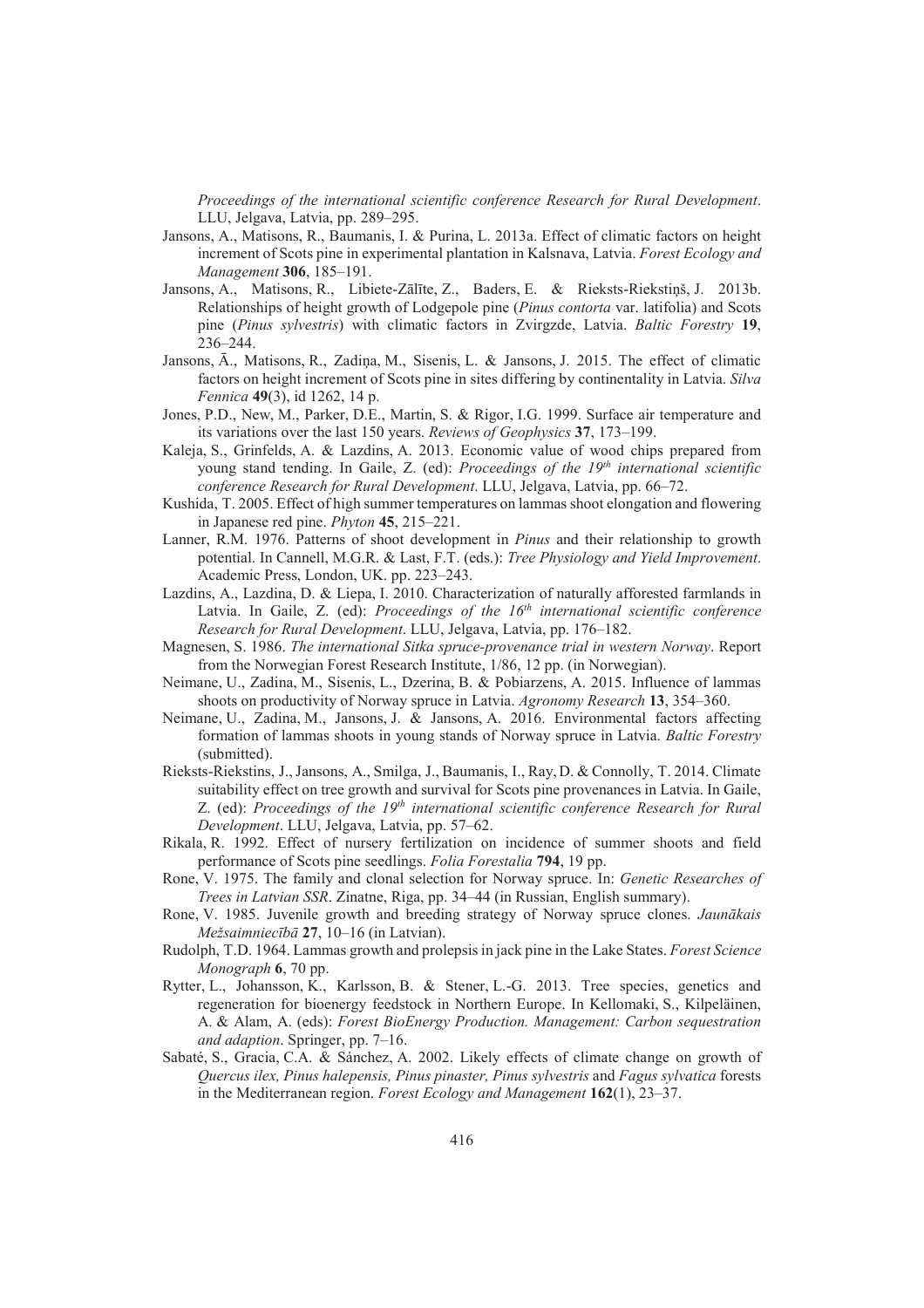*Proceedings of the international scientific conference Research for Rural Development*. LLU, Jelgava, Latvia, pp. 289–295.

Jansons, A., Matisons, R., Baumanis, I. & Purina, L. 2013a. Effect of climatic factors on height increment of Scots pine in experimental plantation in Kalsnava, Latvia. *Forest Ecology and Management* **306**, 185–191.

Jansons, A., Matisons, R., Libiete-Zālīte, Z., Baders, E. & Rieksts-Riekstiņš, J. 2013b. Relationships of height growth of Lodgepole pine (*Pinus contorta* var. latifolia) and Scots pine (*Pinus sylvestris*) with climatic factors in Zvirgzde, Latvia. *Baltic Forestry* **19**, 236–244.

Jansons, Ā., Matisons, R., Zadiņa, M., Sisenis, L. & Jansons, J. 2015. The effect of climatic factors on height increment of Scots pine in sites differing by continentality in Latvia. *Silva Fennica* **49**(3), id 1262, 14 p.

Jones, P.D., New, M., Parker, D.E., Martin, S. & Rigor, I.G. 1999. Surface air temperature and its variations over the last 150 years. *Reviews of Geophysics* **37**, 173–199.

Kaleja, S., Grinfelds, A. & Lazdins, A. 2013. Economic value of wood chips prepared from young stand tending. In Gaile, Z. (ed): *Proceedings of the 19th international scientific conference Research for Rural Development*. LLU, Jelgava, Latvia, pp. 66–72.

Kushida, T. 2005. Effect of high summer temperatures on lammas shoot elongation and flowering in Japanese red pine. *Phyton* **45**, 215–221.

Lanner, R.M. 1976. Patterns of shoot development in *Pinus* and their relationship to growth potential. In Cannell, M.G.R. & Last, F.T. (eds.): *Tree Physiology and Yield Improvement*. Academic Press, London, UK. pp. 223–243.

Lazdins, A., Lazdina, D. & Liepa, I. 2010. Characterization of naturally afforested farmlands in Latvia. In Gaile, Z. (ed): *Proceedings of the 16th international scientific conference Research for Rural Development*. LLU, Jelgava, Latvia, pp. 176–182.

Magnesen, S. 1986. *The international Sitka spruce-provenance trial in western Norway*. Report from the Norwegian Forest Research Institute, 1/86, 12 pp. (in Norwegian).

Neimane, U., Zadina, M., Sisenis, L., Dzerina, B. & Pobiarzens, A. 2015. Influence of lammas shoots on productivity of Norway spruce in Latvia. *Agronomy Research* **13**, 354–360.

Neimane, U., Zadina, M., Jansons, J. & Jansons, A. 2016. Environmental factors affecting formation of lammas shoots in young stands of Norway spruce in Latvia. *Baltic Forestry* (submitted).

Rieksts-Riekstins, J., Jansons, A., Smilga, J., Baumanis, I., Ray, D. & Connolly, T. 2014. Climate suitability effect on tree growth and survival for Scots pine provenances in Latvia. In Gaile, Z. (ed): *Proceedings of the 19th international scientific conference Research for Rural Development*. LLU, Jelgava, Latvia, pp. 57–62.

Rikala, R. 1992. Effect of nursery fertilization on incidence of summer shoots and field performance of Scots pine seedlings. *Folia Forestalia* **794**, 19 pp.

Rone, V. 1975. The family and clonal selection for Norway spruce. In: *Genetic Researches of Trees in Latvian SSR*. Zinatne, Riga, pp. 34–44 (in Russian, English summary).

Rone, V. 1985. Juvenile growth and breeding strategy of Norway spruce clones. *Jaunākais Mežsaimniecībā* **27**, 10–16 (in Latvian).

Rudolph, T.D. 1964. Lammas growth and prolepsis in jack pine in the Lake States. *Forest Science Monograph* **6**, 70 pp.

Rytter, L., Johansson, K., Karlsson, B. & Stener, L.-G. 2013. Tree species, genetics and regeneration for bioenergy feedstock in Northern Europe. In Kellomaki, S., Kilpeläinen, A. & Alam, A. (eds): *Forest BioEnergy Production. Management: Carbon sequestration and adaption*. Springer, pp. 7–16.

Sabaté, S., Gracia, C.A. & Sánchez, A. 2002. Likely effects of climate change on growth of *Quercus ilex, Pinus halepensis, Pinus pinaster, Pinus sylvestris* and *Fagus sylvatica* forests in the Mediterranean region. *Forest Ecology and Management* **162**(1), 23–37.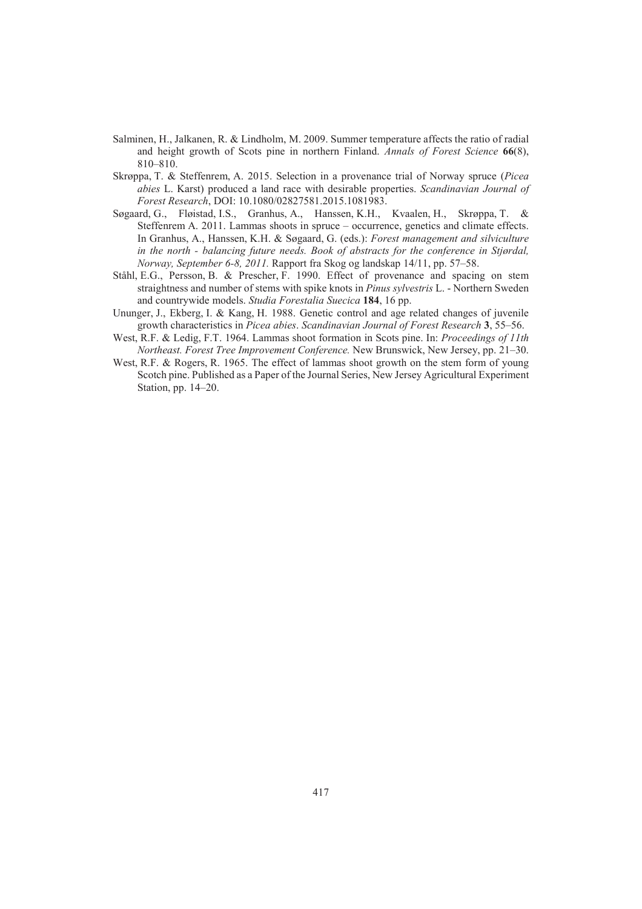Salminen, H., Jalkanen, R. & Lindholm, M. 2009. Summer temperature affects the ratio of radial and height growth of Scots pine in northern Finland. *Annals of Forest Science* **66**(8), 810–810.

Skrøppa, T. & Steffenrem, A. 2015. Selection in a provenance trial of Norway spruce (*Picea abies* L. Karst) produced a land race with desirable properties. *Scandinavian Journal of Forest Research*, DOI: 10.1080/02827581.2015.1081983.

Søgaard, G., Fløistad, I.S., Granhus, A., Hanssen, K.H., Kvaalen, H., Skrøppa, T. & Steffenrem A. 2011. Lammas shoots in spruce – occurrence, genetics and climate effects. In Granhus, A., Hanssen, K.H. & Søgaard, G. (eds.): *Forest management and silviculture in the north - balancing future needs. Book of abstracts for the conference in Stjørdal, Norway, September 6-8, 2011.* Rapport fra Skog og landskap 14/11, pp. 57–58.

Ståhl, E.G., Persson, B. & Prescher, F. 1990. Effect of provenance and spacing on stem straightness and number of stems with spike knots in *Pinus sylvestris* L. - Northern Sweden and countrywide models. *Studia Forestalia Suecica* **184**, 16 pp.

Ununger, J., Ekberg, I. & Kang, H. 1988. Genetic control and age related changes of juvenile growth characteristics in *Picea abies*. *Scandinavian Journal of Forest Research* **3**, 55–56.

West, R.F. & Ledig, F.T. 1964. Lammas shoot formation in Scots pine. In: *Proceedings of 11th Northeast. Forest Tree Improvement Conference.* New Brunswick, New Jersey, pp. 21–30.

West, R.F. & Rogers, R. 1965. The effect of lammas shoot growth on the stem form of young Scotch pine. Published as a Paper of the Journal Series, New Jersey Agricultural Experiment Station, pp. 14–20.